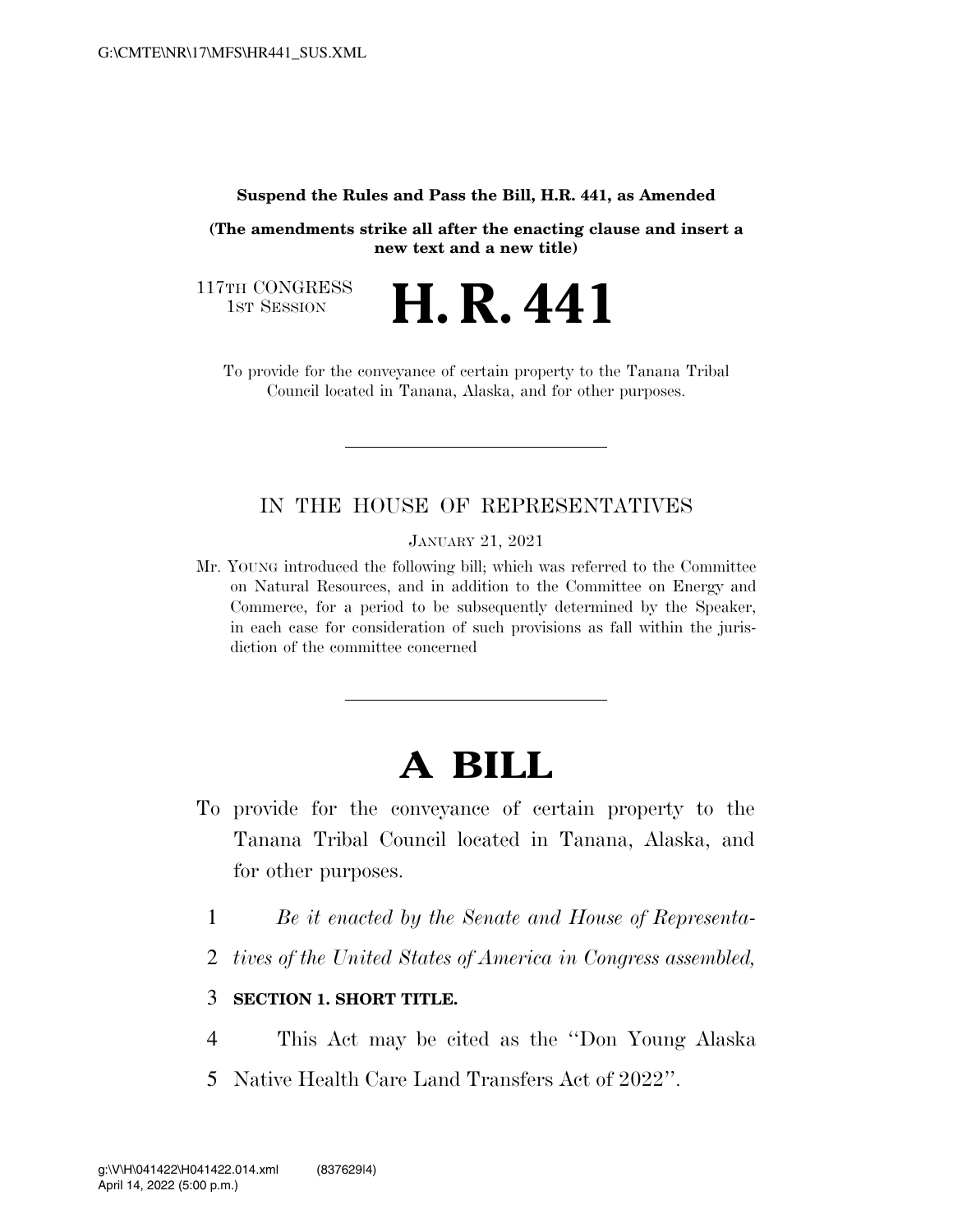**Suspend the Rules and Pass the Bill, H.R. 441, as Amended**

**(The amendments strike all after the enacting clause and insert a new text and a new title)**

117TH CONGRESS
1ST SESSION

# H. R. 441

To provide for the conveyance of certain property to the Tanana Tribal Council located in Tanana, Alaska, and for other purposes.

---

IN THE HOUSE OF REPRESENTATIVES

JANUARY 21, 2021

Mr. YOUNG introduced the following bill; which was referred to the Committee on Natural Resources, and in addition to the Committee on Energy and Commerce, for a period to be subsequently determined by the Speaker, in each case for consideration of such provisions as fall within the jurisdiction of the committee concerned

---

# A BILL

To provide for the conveyance of certain property to the Tanana Tribal Council located in Tanana, Alaska, and for other purposes.

1 *Be it enacted by the Senate and House of Representa-*
2 *tives of the United States of America in Congress assembled,*

3 **SECTION 1. SHORT TITLE.**

4 This Act may be cited as the ''Don Young Alaska
5 Native Health Care Land Transfers Act of 2022''.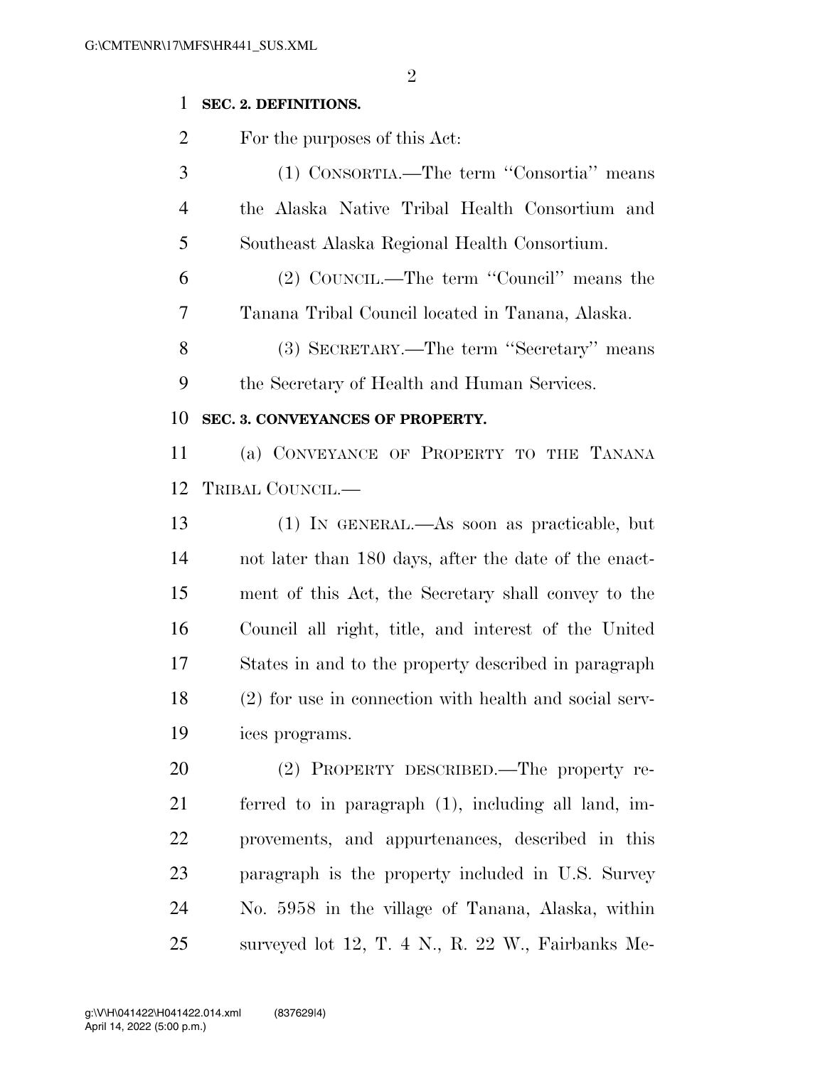**SEC. 2. DEFINITIONS.**

For the purposes of this Act:

(1) CONSORTIA.—The term ''Consortia'' means the Alaska Native Tribal Health Consortium and Southeast Alaska Regional Health Consortium.

(2) COUNCIL.—The term ''Council'' means the Tanana Tribal Council located in Tanana, Alaska.

(3) SECRETARY.—The term ''Secretary'' means the Secretary of Health and Human Services.

**SEC. 3. CONVEYANCES OF PROPERTY.**

(a) CONVEYANCE OF PROPERTY TO THE TANANA TRIBAL COUNCIL.—

(1) IN GENERAL.—As soon as practicable, but not later than 180 days, after the date of the enactment of this Act, the Secretary shall convey to the Council all right, title, and interest of the United States in and to the property described in paragraph (2) for use in connection with health and social services programs.

(2) PROPERTY DESCRIBED.—The property referred to in paragraph (1), including all land, improvements, and appurtenances, described in this paragraph is the property included in U.S. Survey No. 5958 in the village of Tanana, Alaska, within surveyed lot 12, T. 4 N., R. 22 W., Fairbanks Me-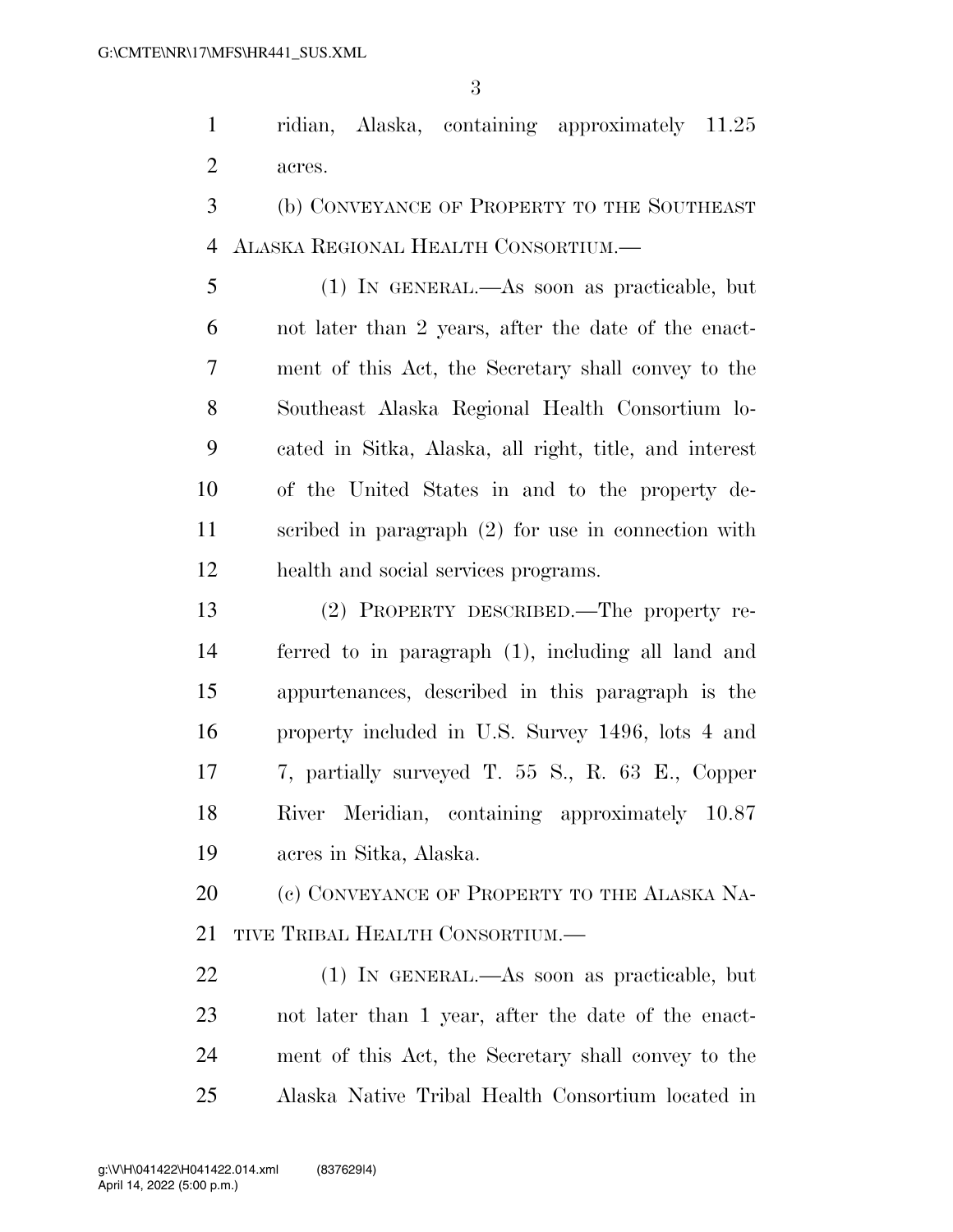ridian, Alaska, containing approximately 11.25 acres.

(b) Conveyance of Property to the Southeast Alaska Regional Health Consortium.—

(1) In general.—As soon as practicable, but not later than 2 years, after the date of the enactment of this Act, the Secretary shall convey to the Southeast Alaska Regional Health Consortium located in Sitka, Alaska, all right, title, and interest of the United States in and to the property described in paragraph (2) for use in connection with health and social services programs.

(2) Property described.—The property referred to in paragraph (1), including all land and appurtenances, described in this paragraph is the property included in U.S. Survey 1496, lots 4 and 7, partially surveyed T. 55 S., R. 63 E., Copper River Meridian, containing approximately 10.87 acres in Sitka, Alaska.

(c) Conveyance of Property to the Alaska Native Tribal Health Consortium.—

(1) In general.—As soon as practicable, but not later than 1 year, after the date of the enactment of this Act, the Secretary shall convey to the Alaska Native Tribal Health Consortium located in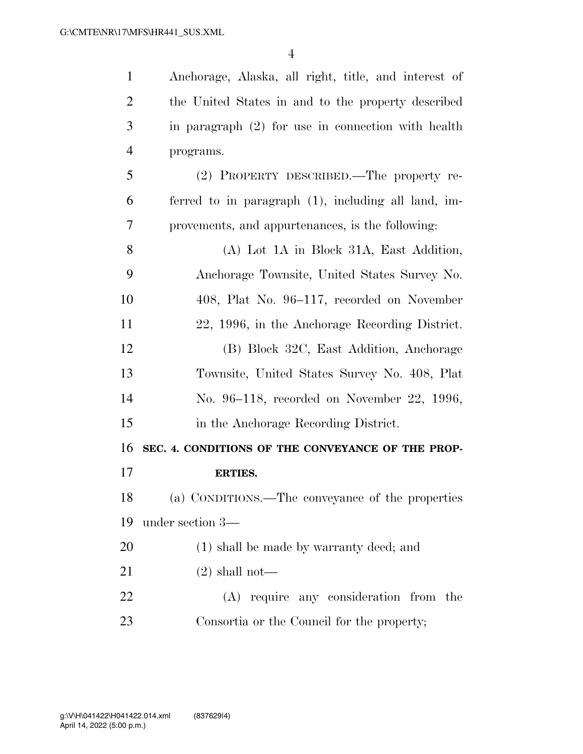Anchorage, Alaska, all right, title, and interest of the United States in and to the property described in paragraph (2) for use in connection with health programs.

(2) PROPERTY DESCRIBED.—The property referred to in paragraph (1), including all land, improvements, and appurtenances, is the following:

(A) Lot 1A in Block 31A, East Addition, Anchorage Townsite, United States Survey No. 408, Plat No. 96–117, recorded on November 22, 1996, in the Anchorage Recording District.

(B) Block 32C, East Addition, Anchorage Townsite, United States Survey No. 408, Plat No. 96–118, recorded on November 22, 1996, in the Anchorage Recording District.

**SEC. 4. CONDITIONS OF THE CONVEYANCE OF THE PROPERTIES.**

(a) CONDITIONS.—The conveyance of the properties under section 3—

(1) shall be made by warranty deed; and

(2) shall not—

(A) require any consideration from the Consortia or the Council for the property;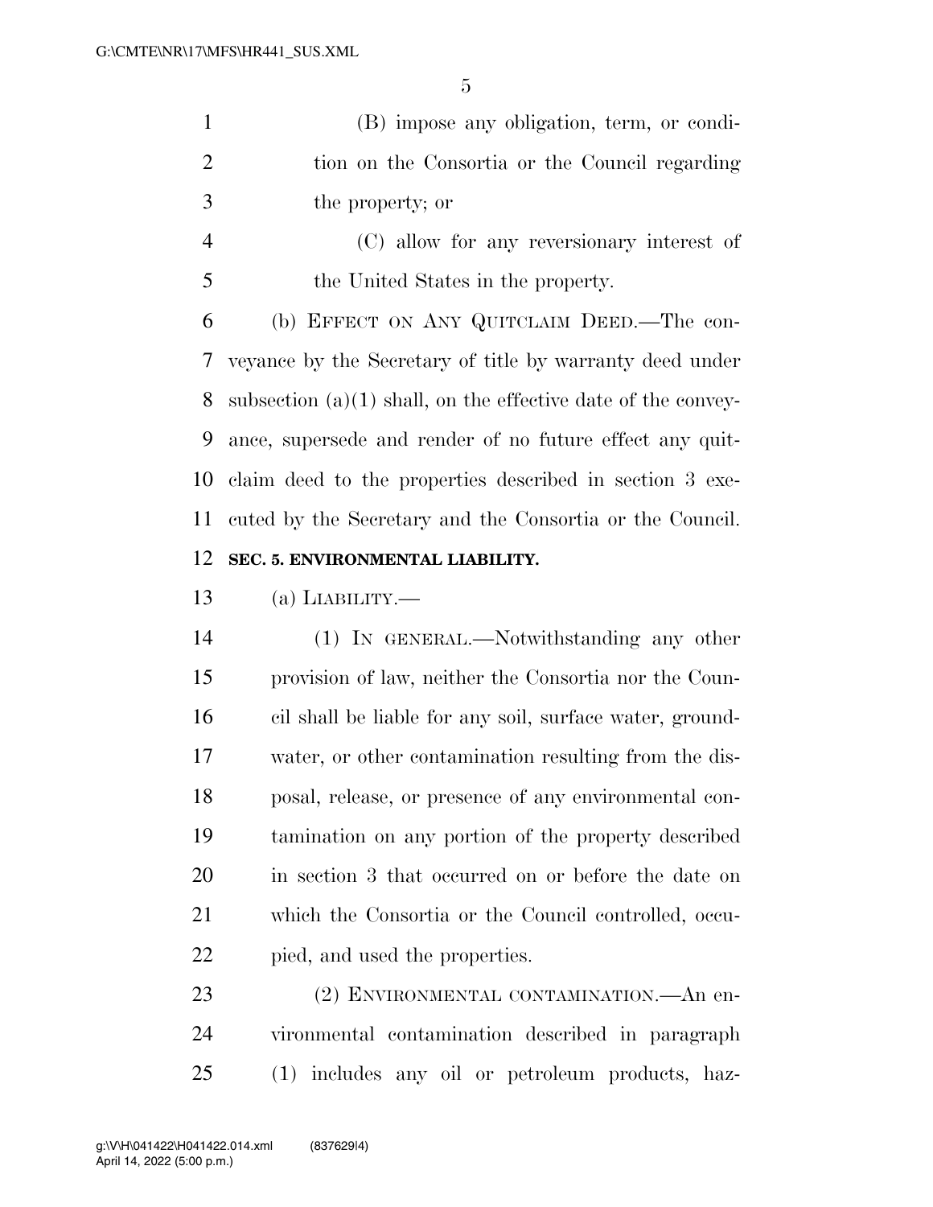(B) impose any obligation, term, or condition on the Consortia or the Council regarding the property; or

(C) allow for any reversionary interest of the United States in the property.

(b) EFFECT ON ANY QUITCLAIM DEED.—The conveyance by the Secretary of title by warranty deed under subsection (a)(1) shall, on the effective date of the conveyance, supersede and render of no future effect any quitclaim deed to the properties described in section 3 executed by the Secretary and the Consortia or the Council.

**SEC. 5. ENVIRONMENTAL LIABILITY.**

(a) LIABILITY.—

(1) IN GENERAL.—Notwithstanding any other provision of law, neither the Consortia nor the Council shall be liable for any soil, surface water, groundwater, or other contamination resulting from the disposal, release, or presence of any environmental contamination on any portion of the property described in section 3 that occurred on or before the date on which the Consortia or the Council controlled, occupied, and used the properties.

(2) ENVIRONMENTAL CONTAMINATION.—An environmental contamination described in paragraph (1) includes any oil or petroleum products, haz-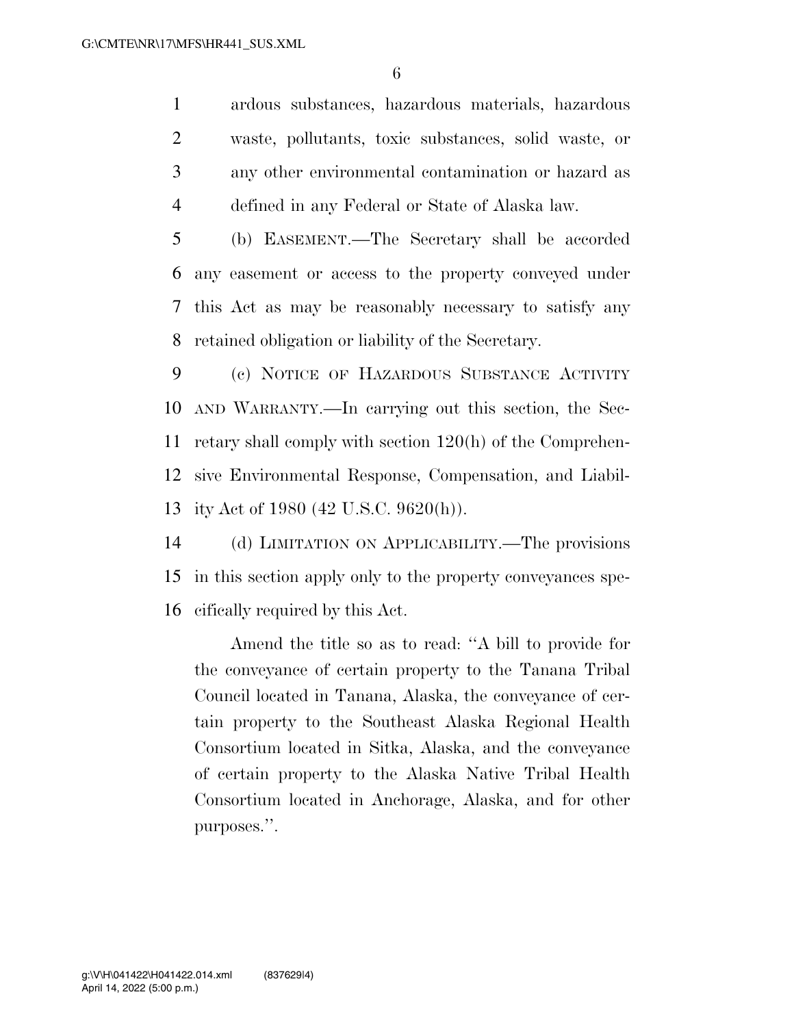ardous substances, hazardous materials, hazardous waste, pollutants, toxic substances, solid waste, or any other environmental contamination or hazard as defined in any Federal or State of Alaska law.

(b) EASEMENT.—The Secretary shall be accorded any easement or access to the property conveyed under this Act as may be reasonably necessary to satisfy any retained obligation or liability of the Secretary.

(c) NOTICE OF HAZARDOUS SUBSTANCE ACTIVITY AND WARRANTY.—In carrying out this section, the Secretary shall comply with section 120(h) of the Comprehensive Environmental Response, Compensation, and Liability Act of 1980 (42 U.S.C. 9620(h)).

(d) LIMITATION ON APPLICABILITY.—The provisions in this section apply only to the property conveyances specifically required by this Act.

Amend the title so as to read: ''A bill to provide for the conveyance of certain property to the Tanana Tribal Council located in Tanana, Alaska, the conveyance of certain property to the Southeast Alaska Regional Health Consortium located in Sitka, Alaska, and the conveyance of certain property to the Alaska Native Tribal Health Consortium located in Anchorage, Alaska, and for other purposes.''.